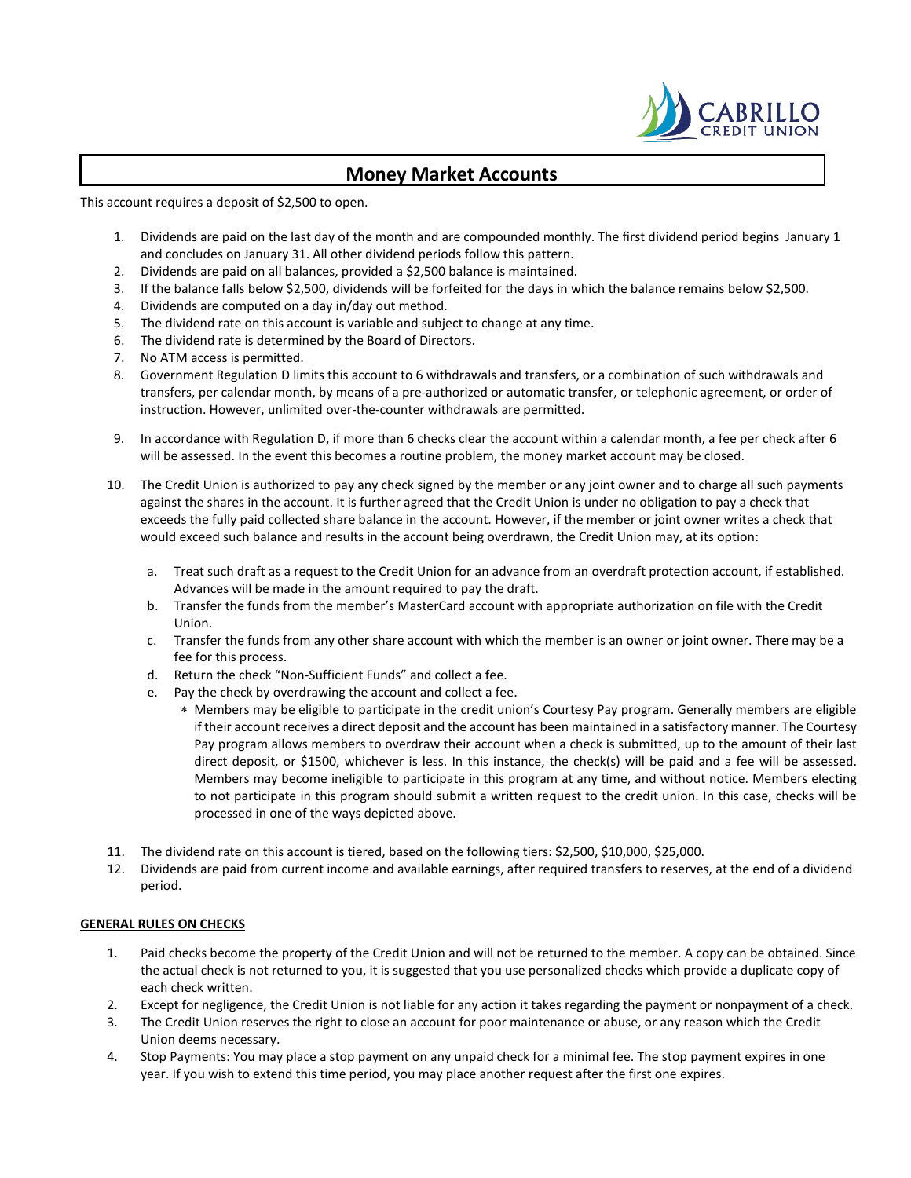# Money Market Accounts

This account requires a deposit of $2,500 to open.

1. Dividends are paid on the last day of the month and are compounded monthly. The first dividend period begins January 1 and concludes on January 31. All other dividend periods follow this pattern.
2. Dividends are paid on all balances, provided a $2,500 balance is maintained.
3. If the balance falls below $2,500, dividends will be forfeited for the days in which the balance remains below $2,500.
4. Dividends are computed on a day in/day out method.
5. The dividend rate on this account is variable and subject to change at any time.
6. The dividend rate is determined by the Board of Directors.
7. No ATM access is permitted.
8. Government Regulation D limits this account to 6 withdrawals and transfers, or a combination of such withdrawals and transfers, per calendar month, by means of a pre-authorized or automatic transfer, or telephonic agreement, or order of instruction. However, unlimited over-the-counter withdrawals are permitted.
9. In accordance with Regulation D, if more than 6 checks clear the account within a calendar month, a fee per check after 6 will be assessed. In the event this becomes a routine problem, the money market account may be closed.
10. The Credit Union is authorized to pay any check signed by the member or any joint owner and to charge all such payments against the shares in the account. It is further agreed that the Credit Union is under no obligation to pay a check that exceeds the fully paid collected share balance in the account. However, if the member or joint owner writes a check that would exceed such balance and results in the account being overdrawn, the Credit Union may, at its option:
    a. Treat such draft as a request to the Credit Union for an advance from an overdraft protection account, if established. Advances will be made in the amount required to pay the draft.
    b. Transfer the funds from the member's MasterCard account with appropriate authorization on file with the Credit Union.
    c. Transfer the funds from any other share account with which the member is an owner or joint owner. There may be a fee for this process.
    d. Return the check "Non-Sufficient Funds" and collect a fee.
    e. Pay the check by overdrawing the account and collect a fee.
        - Members may be eligible to participate in the credit union's Courtesy Pay program. Generally members are eligible if their account receives a direct deposit and the account has been maintained in a satisfactory manner. The Courtesy Pay program allows members to overdraw their account when a check is submitted, up to the amount of their last direct deposit, or $1500, whichever is less. In this instance, the check(s) will be paid and a fee will be assessed. Members may become ineligible to participate in this program at any time, and without notice. Members electing to not participate in this program should submit a written request to the credit union. In this case, checks will be processed in one of the ways depicted above.
11. The dividend rate on this account is tiered, based on the following tiers: $2,500, $10,000, $25,000.
12. Dividends are paid from current income and available earnings, after required transfers to reserves, at the end of a dividend period.

**GENERAL RULES ON CHECKS**

1. Paid checks become the property of the Credit Union and will not be returned to the member. A copy can be obtained. Since the actual check is not returned to you, it is suggested that you use personalized checks which provide a duplicate copy of each check written.
2. Except for negligence, the Credit Union is not liable for any action it takes regarding the payment or nonpayment of a check.
3. The Credit Union reserves the right to close an account for poor maintenance or abuse, or any reason which the Credit Union deems necessary.
4. Stop Payments: You may place a stop payment on any unpaid check for a minimal fee. The stop payment expires in one year. If you wish to extend this time period, you may place another request after the first one expires.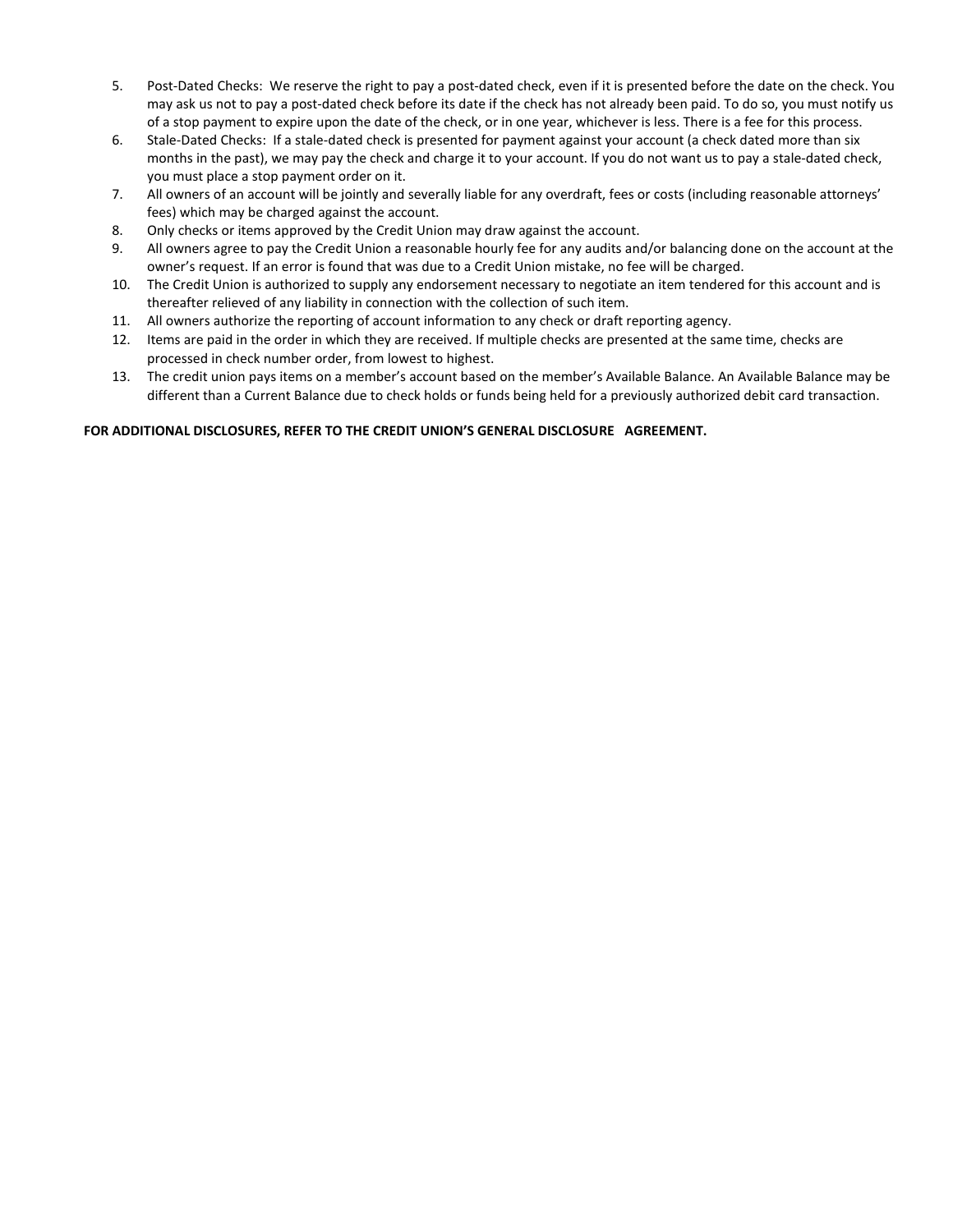5. Post-Dated Checks: We reserve the right to pay a post-dated check, even if it is presented before the date on the check. You may ask us not to pay a post-dated check before its date if the check has not already been paid. To do so, you must notify us of a stop payment to expire upon the date of the check, or in one year, whichever is less. There is a fee for this process.
6. Stale-Dated Checks: If a stale-dated check is presented for payment against your account (a check dated more than six months in the past), we may pay the check and charge it to your account. If you do not want us to pay a stale-dated check, you must place a stop payment order on it.
7. All owners of an account will be jointly and severally liable for any overdraft, fees or costs (including reasonable attorneys' fees) which may be charged against the account.
8. Only checks or items approved by the Credit Union may draw against the account.
9. All owners agree to pay the Credit Union a reasonable hourly fee for any audits and/or balancing done on the account at the owner's request. If an error is found that was due to a Credit Union mistake, no fee will be charged.
10. The Credit Union is authorized to supply any endorsement necessary to negotiate an item tendered for this account and is thereafter relieved of any liability in connection with the collection of such item.
11. All owners authorize the reporting of account information to any check or draft reporting agency.
12. Items are paid in the order in which they are received. If multiple checks are presented at the same time, checks are processed in check number order, from lowest to highest.
13. The credit union pays items on a member's account based on the member's Available Balance. An Available Balance may be different than a Current Balance due to check holds or funds being held for a previously authorized debit card transaction.

**FOR ADDITIONAL DISCLOSURES, REFER TO THE CREDIT UNION'S GENERAL DISCLOSURE AGREEMENT.**